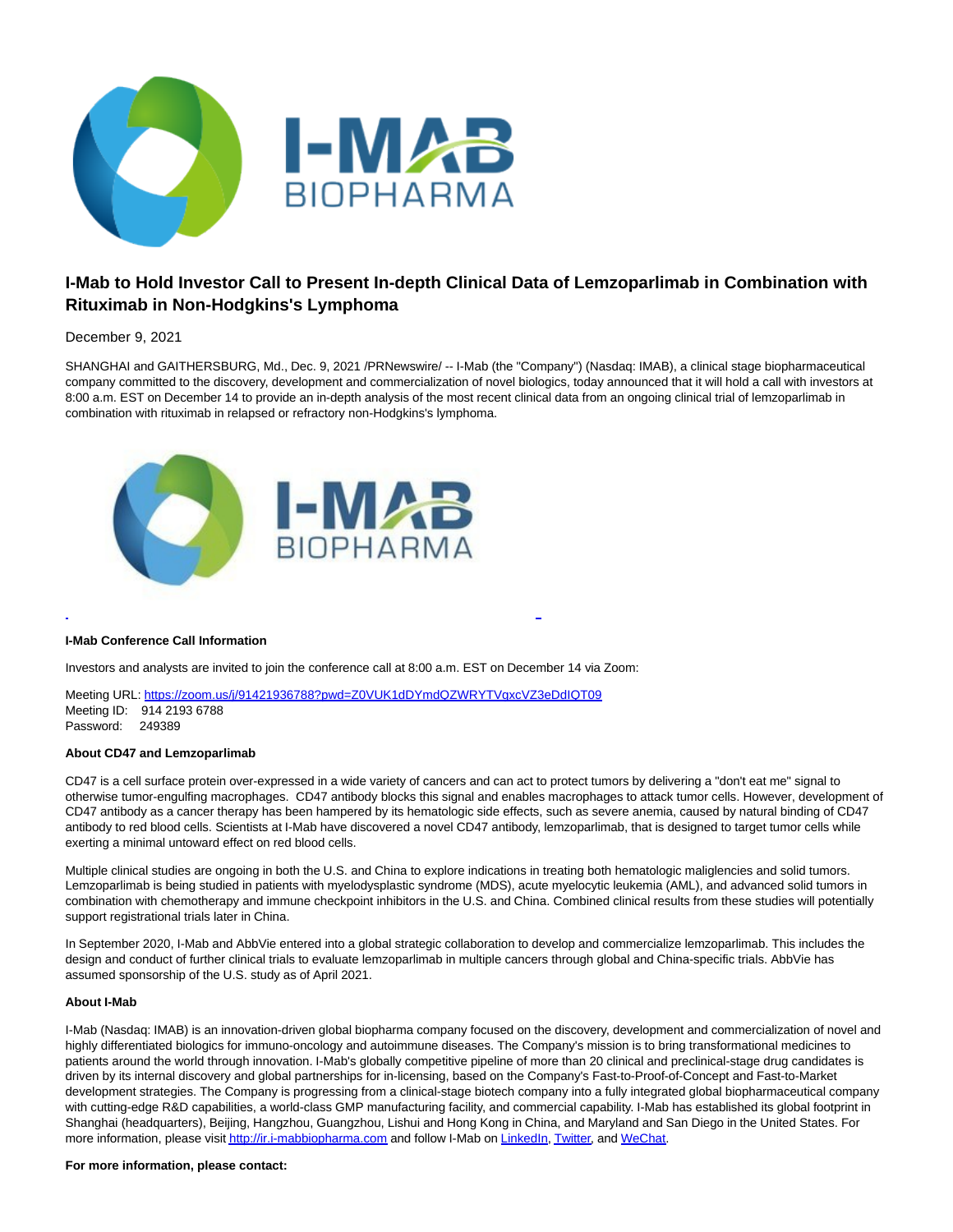# I-Mab to Hold Investor Call to Present In-depth Clinical Data of Lemzoparlimab in Combination with Rituximab in Non-Hodgkins's Lymphoma

December 9, 2021

SHANGHAI and GAITHERSBURG, Md., Dec. 9, 2021 /PRNewswire/ -- I-Mab (the "Company") (Nasdaq: IMAB), a clinical stage biopharmaceutical company committed to the discovery, development and commercialization of novel biologics, today announced that it will hold a call with investors at 8:00 a.m. EST on December 14 to provide an in-depth analysis of the most recent clinical data from an ongoing clinical trial of lemzoparlimab in combination with rituximab in relapsed or refractory non-Hodgkins's lymphoma.

**I-Mab Conference Call Information**

Investors and analysts are invited to join the conference call at 8:00 a.m. EST on December 14 via Zoom:

Meeting URL: https://zoom.us/j/91421936788?pwd=Z0VUK1dDYmdQZWRYTVgxcVZ3eDdIQT09
Meeting ID: 914 2193 6788
Password: 249389

**About CD47 and Lemzoparlimab**

CD47 is a cell surface protein over-expressed in a wide variety of cancers and can act to protect tumors by delivering a "don't eat me" signal to otherwise tumor-engulfing macrophages. CD47 antibody blocks this signal and enables macrophages to attack tumor cells. However, development of CD47 antibody as a cancer therapy has been hampered by its hematologic side effects, such as severe anemia, caused by natural binding of CD47 antibody to red blood cells. Scientists at I-Mab have discovered a novel CD47 antibody, lemzoparlimab, that is designed to target tumor cells while exerting a minimal untoward effect on red blood cells.

Multiple clinical studies are ongoing in both the U.S. and China to explore indications in treating both hematologic maliglencies and solid tumors. Lemzoparlimab is being studied in patients with myelodysplastic syndrome (MDS), acute myelocytic leukemia (AML), and advanced solid tumors in combination with chemotherapy and immune checkpoint inhibitors in the U.S. and China. Combined clinical results from these studies will potentially support registrational trials later in China.

In September 2020, I-Mab and AbbVie entered into a global strategic collaboration to develop and commercialize lemzoparlimab. This includes the design and conduct of further clinical trials to evaluate lemzoparlimab in multiple cancers through global and China-specific trials. AbbVie has assumed sponsorship of the U.S. study as of April 2021.

**About I-Mab**

I-Mab (Nasdaq: IMAB) is an innovation-driven global biopharma company focused on the discovery, development and commercialization of novel and highly differentiated biologics for immuno-oncology and autoimmune diseases. The Company's mission is to bring transformational medicines to patients around the world through innovation. I-Mab's globally competitive pipeline of more than 20 clinical and preclinical-stage drug candidates is driven by its internal discovery and global partnerships for in-licensing, based on the Company's Fast-to-Proof-of-Concept and Fast-to-Market development strategies. The Company is progressing from a clinical-stage biotech company into a fully integrated global biopharmaceutical company with cutting-edge R&D capabilities, a world-class GMP manufacturing facility, and commercial capability. I-Mab has established its global footprint in Shanghai (headquarters), Beijing, Hangzhou, Guangzhou, Lishui and Hong Kong in China, and Maryland and San Diego in the United States. For more information, please visit http://ir.i-mabbiopharma.com and follow I-Mab on LinkedIn, Twitter, and WeChat.

**For more information, please contact:**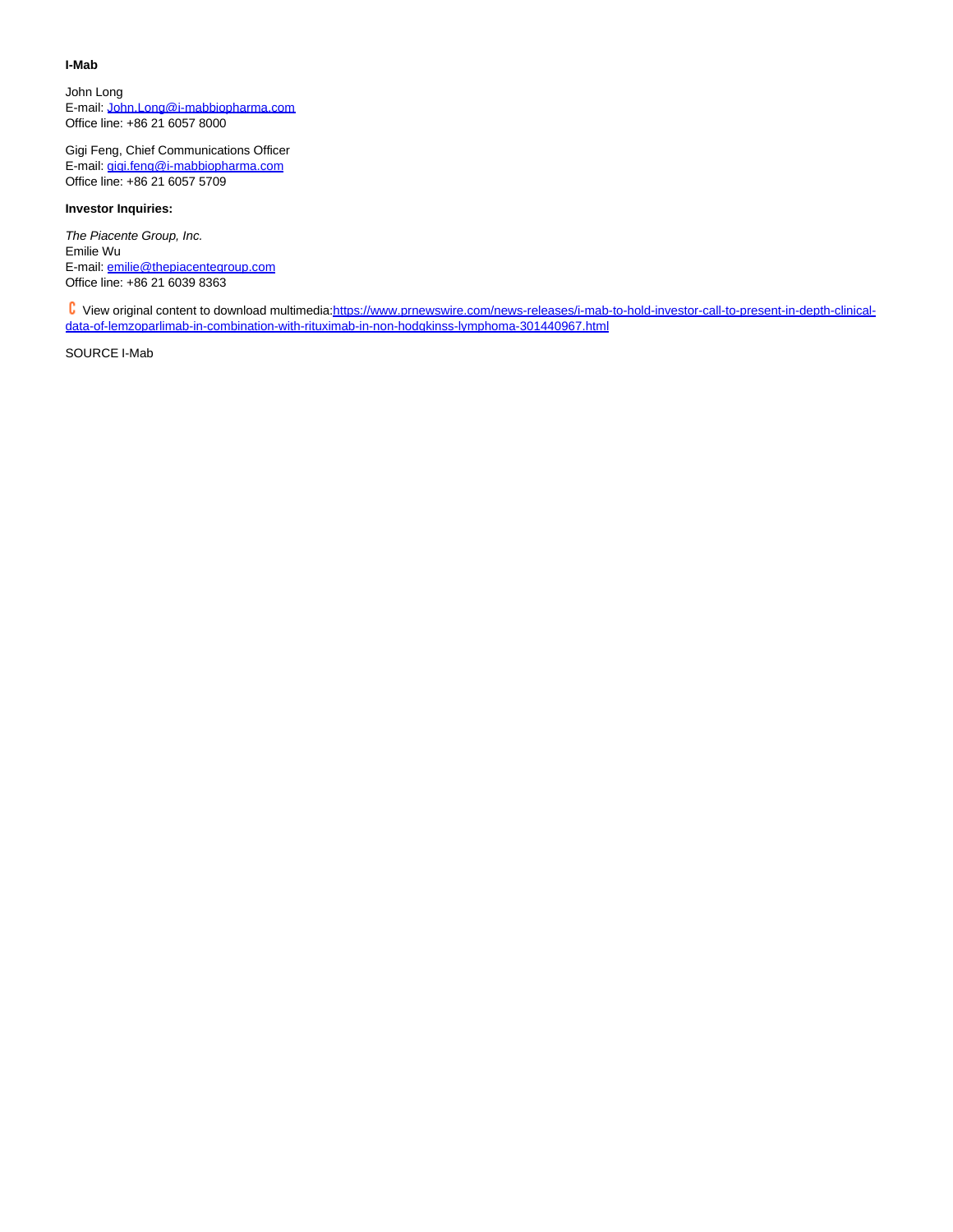**I-Mab**

John Long
E-mail: John.Long@i-mabbiopharma.com
Office line: +86 21 6057 8000

Gigi Feng, Chief Communications Officer
E-mail: gigi.feng@i-mabbiopharma.com
Office line: +86 21 6057 5709

**Investor Inquiries:**

*The Piacente Group, Inc.*
Emilie Wu
E-mail: emilie@thepiacentegroup.com
Office line: +86 21 6039 8363

View original content to download multimedia:https://www.prnewswire.com/news-releases/i-mab-to-hold-investor-call-to-present-in-depth-clinical-data-of-lemzoparlimab-in-combination-with-rituximab-in-non-hodgkinss-lymphoma-301440967.html

SOURCE I-Mab